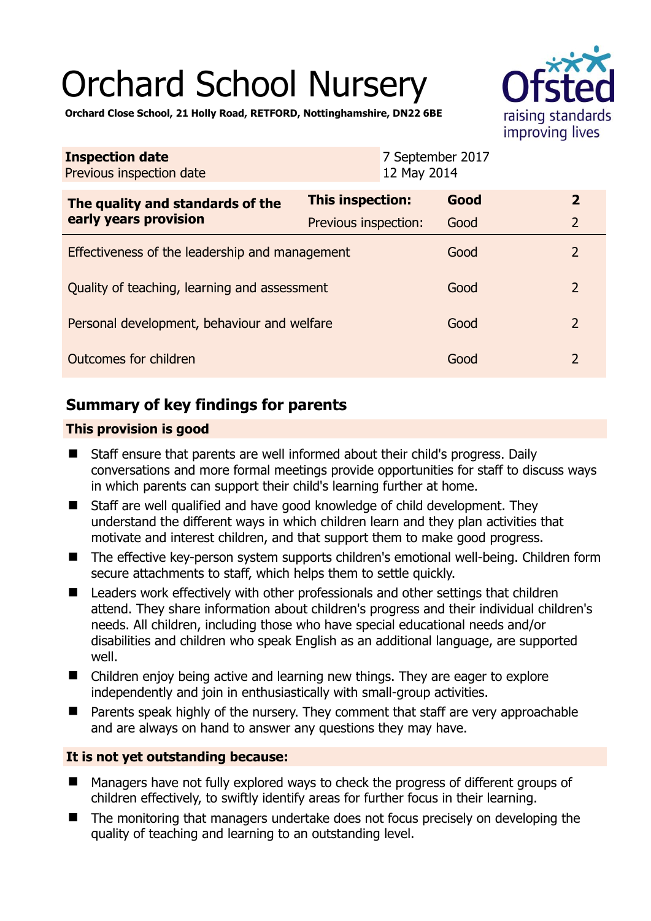# Orchard School Nursery

**Orchard Close School, 21 Holly Road, RETFORD, Nottinghamshire, DN22 6BE**

Ofsted raising standards improving lives

| **Inspection date** | 7 September 2017 |
|---|---|
| Previous inspection date | 12 May 2014 |

| **The quality and standards of the early years provision** | **This inspection:** | **Good** | **2** |
|---|---|---|---|
| | Previous inspection: | Good | 2 |
| Effectiveness of the leadership and management | | Good | 2 |
| Quality of teaching, learning and assessment | | Good | 2 |
| Personal development, behaviour and welfare | | Good | 2 |
| Outcomes for children | | Good | 2 |

## Summary of key findings for parents

### This provision is good

- Staff ensure that parents are well informed about their child's progress. Daily conversations and more formal meetings provide opportunities for staff to discuss ways in which parents can support their child's learning further at home.
- Staff are well qualified and have good knowledge of child development. They understand the different ways in which children learn and they plan activities that motivate and interest children, and that support them to make good progress.
- The effective key-person system supports children's emotional well-being. Children form secure attachments to staff, which helps them to settle quickly.
- Leaders work effectively with other professionals and other settings that children attend. They share information about children's progress and their individual children's needs. All children, including those who have special educational needs and/or disabilities and children who speak English as an additional language, are supported well.
- Children enjoy being active and learning new things. They are eager to explore independently and join in enthusiastically with small-group activities.
- Parents speak highly of the nursery. They comment that staff are very approachable and are always on hand to answer any questions they may have.

### It is not yet outstanding because:

- Managers have not fully explored ways to check the progress of different groups of children effectively, to swiftly identify areas for further focus in their learning.
- The monitoring that managers undertake does not focus precisely on developing the quality of teaching and learning to an outstanding level.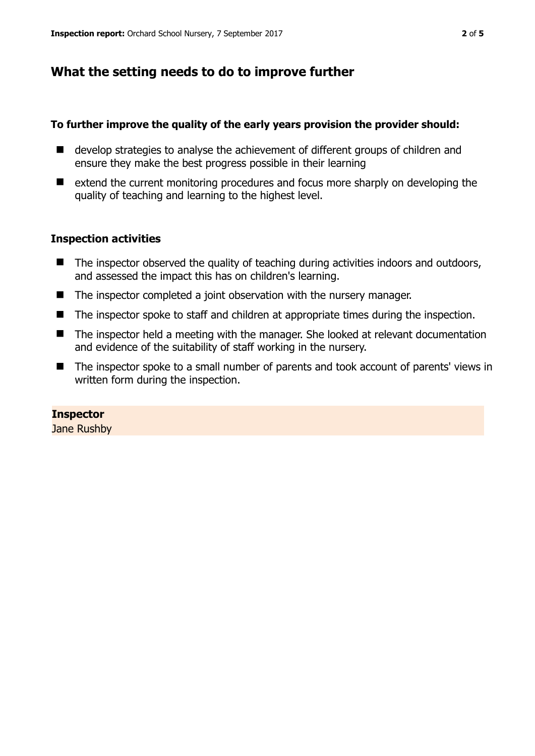## What the setting needs to do to improve further

**To further improve the quality of the early years provision the provider should:**

- develop strategies to analyse the achievement of different groups of children and ensure they make the best progress possible in their learning
- extend the current monitoring procedures and focus more sharply on developing the quality of teaching and learning to the highest level.

### Inspection activities

- The inspector observed the quality of teaching during activities indoors and outdoors, and assessed the impact this has on children's learning.
- The inspector completed a joint observation with the nursery manager.
- The inspector spoke to staff and children at appropriate times during the inspection.
- The inspector held a meeting with the manager. She looked at relevant documentation and evidence of the suitability of staff working in the nursery.
- The inspector spoke to a small number of parents and took account of parents' views in written form during the inspection.

**Inspector**
Jane Rushby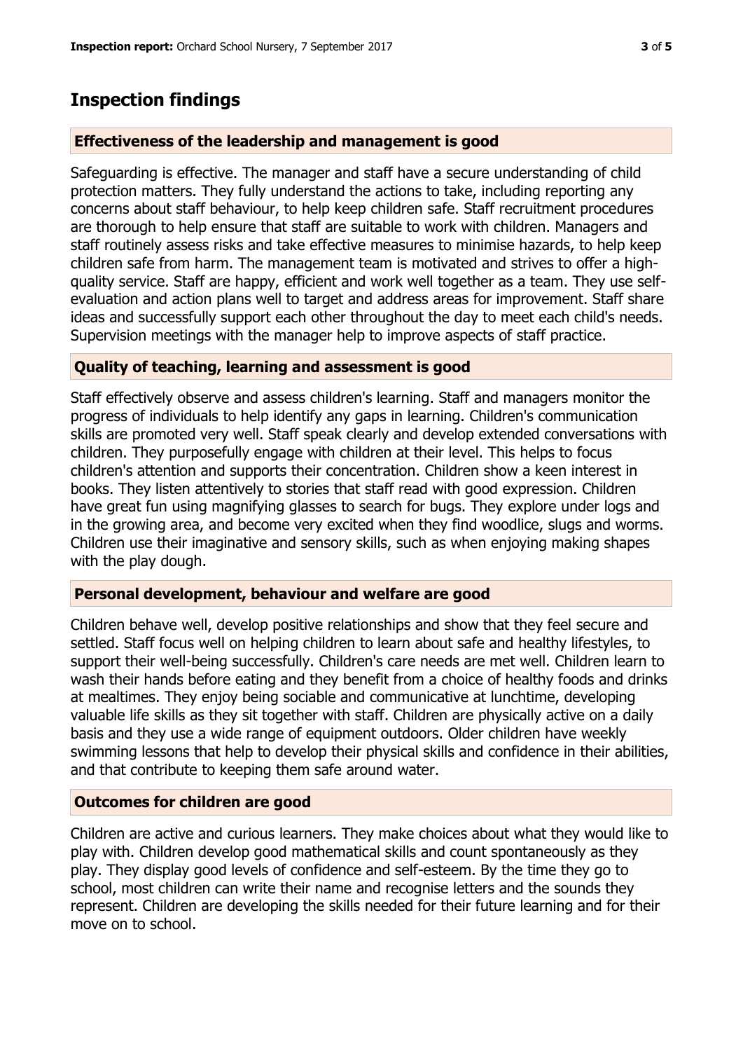# Inspection findings

### Effectiveness of the leadership and management is good

Safeguarding is effective. The manager and staff have a secure understanding of child protection matters. They fully understand the actions to take, including reporting any concerns about staff behaviour, to help keep children safe. Staff recruitment procedures are thorough to help ensure that staff are suitable to work with children. Managers and staff routinely assess risks and take effective measures to minimise hazards, to help keep children safe from harm. The management team is motivated and strives to offer a high-quality service. Staff are happy, efficient and work well together as a team. They use self-evaluation and action plans well to target and address areas for improvement. Staff share ideas and successfully support each other throughout the day to meet each child's needs. Supervision meetings with the manager help to improve aspects of staff practice.

### Quality of teaching, learning and assessment is good

Staff effectively observe and assess children's learning. Staff and managers monitor the progress of individuals to help identify any gaps in learning. Children's communication skills are promoted very well. Staff speak clearly and develop extended conversations with children. They purposefully engage with children at their level. This helps to focus children's attention and supports their concentration. Children show a keen interest in books. They listen attentively to stories that staff read with good expression. Children have great fun using magnifying glasses to search for bugs. They explore under logs and in the growing area, and become very excited when they find woodlice, slugs and worms. Children use their imaginative and sensory skills, such as when enjoying making shapes with the play dough.

### Personal development, behaviour and welfare are good

Children behave well, develop positive relationships and show that they feel secure and settled. Staff focus well on helping children to learn about safe and healthy lifestyles, to support their well-being successfully. Children's care needs are met well. Children learn to wash their hands before eating and they benefit from a choice of healthy foods and drinks at mealtimes. They enjoy being sociable and communicative at lunchtime, developing valuable life skills as they sit together with staff. Children are physically active on a daily basis and they use a wide range of equipment outdoors. Older children have weekly swimming lessons that help to develop their physical skills and confidence in their abilities, and that contribute to keeping them safe around water.

### Outcomes for children are good

Children are active and curious learners. They make choices about what they would like to play with. Children develop good mathematical skills and count spontaneously as they play. They display good levels of confidence and self-esteem. By the time they go to school, most children can write their name and recognise letters and the sounds they represent. Children are developing the skills needed for their future learning and for their move on to school.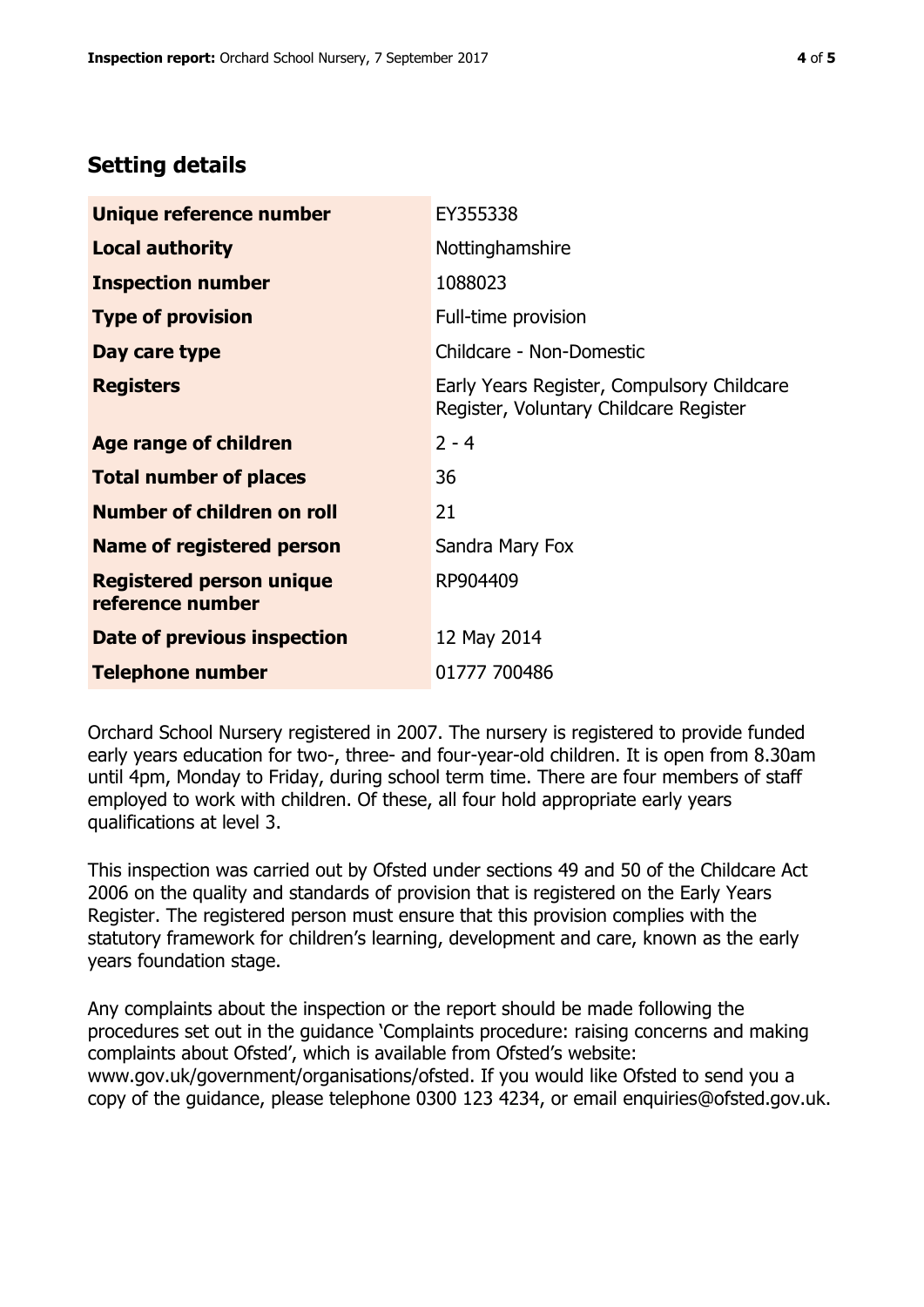## Setting details

| | |
|---|---|
| **Unique reference number** | EY355338 |
| **Local authority** | Nottinghamshire |
| **Inspection number** | 1088023 |
| **Type of provision** | Full-time provision |
| **Day care type** | Childcare - Non-Domestic |
| **Registers** | Early Years Register, Compulsory Childcare Register, Voluntary Childcare Register |
| **Age range of children** | 2 - 4 |
| **Total number of places** | 36 |
| **Number of children on roll** | 21 |
| **Name of registered person** | Sandra Mary Fox |
| **Registered person unique reference number** | RP904409 |
| **Date of previous inspection** | 12 May 2014 |
| **Telephone number** | 01777 700486 |

Orchard School Nursery registered in 2007. The nursery is registered to provide funded early years education for two-, three- and four-year-old children. It is open from 8.30am until 4pm, Monday to Friday, during school term time. There are four members of staff employed to work with children. Of these, all four hold appropriate early years qualifications at level 3.

This inspection was carried out by Ofsted under sections 49 and 50 of the Childcare Act 2006 on the quality and standards of provision that is registered on the Early Years Register. The registered person must ensure that this provision complies with the statutory framework for children's learning, development and care, known as the early years foundation stage.

Any complaints about the inspection or the report should be made following the procedures set out in the guidance 'Complaints procedure: raising concerns and making complaints about Ofsted', which is available from Ofsted's website: www.gov.uk/government/organisations/ofsted. If you would like Ofsted to send you a copy of the guidance, please telephone 0300 123 4234, or email enquiries@ofsted.gov.uk.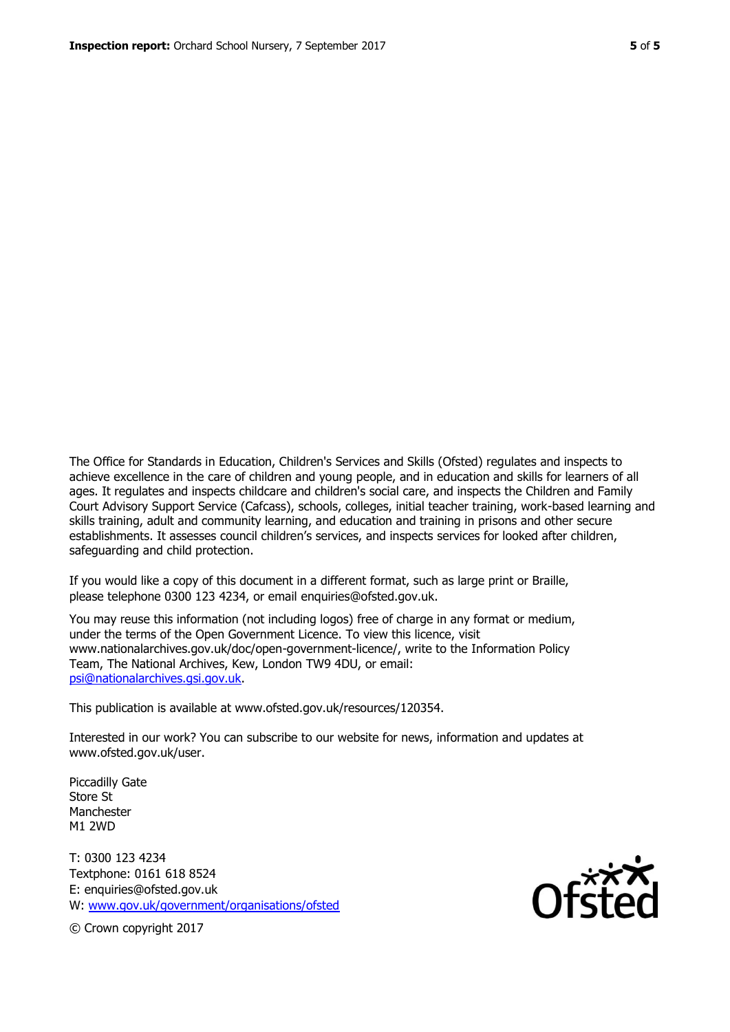The Office for Standards in Education, Children's Services and Skills (Ofsted) regulates and inspects to achieve excellence in the care of children and young people, and in education and skills for learners of all ages. It regulates and inspects childcare and children's social care, and inspects the Children and Family Court Advisory Support Service (Cafcass), schools, colleges, initial teacher training, work-based learning and skills training, adult and community learning, and education and training in prisons and other secure establishments. It assesses council children's services, and inspects services for looked after children, safeguarding and child protection.

If you would like a copy of this document in a different format, such as large print or Braille, please telephone 0300 123 4234, or email enquiries@ofsted.gov.uk.

You may reuse this information (not including logos) free of charge in any format or medium, under the terms of the Open Government Licence. To view this licence, visit www.nationalarchives.gov.uk/doc/open-government-licence/, write to the Information Policy Team, The National Archives, Kew, London TW9 4DU, or email: psi@nationalarchives.gsi.gov.uk.

This publication is available at www.ofsted.gov.uk/resources/120354.

Interested in our work? You can subscribe to our website for news, information and updates at www.ofsted.gov.uk/user.

Piccadilly Gate
Store St
Manchester
M1 2WD

T: 0300 123 4234
Textphone: 0161 618 8524
E: enquiries@ofsted.gov.uk
W: www.gov.uk/government/organisations/ofsted

© Crown copyright 2017